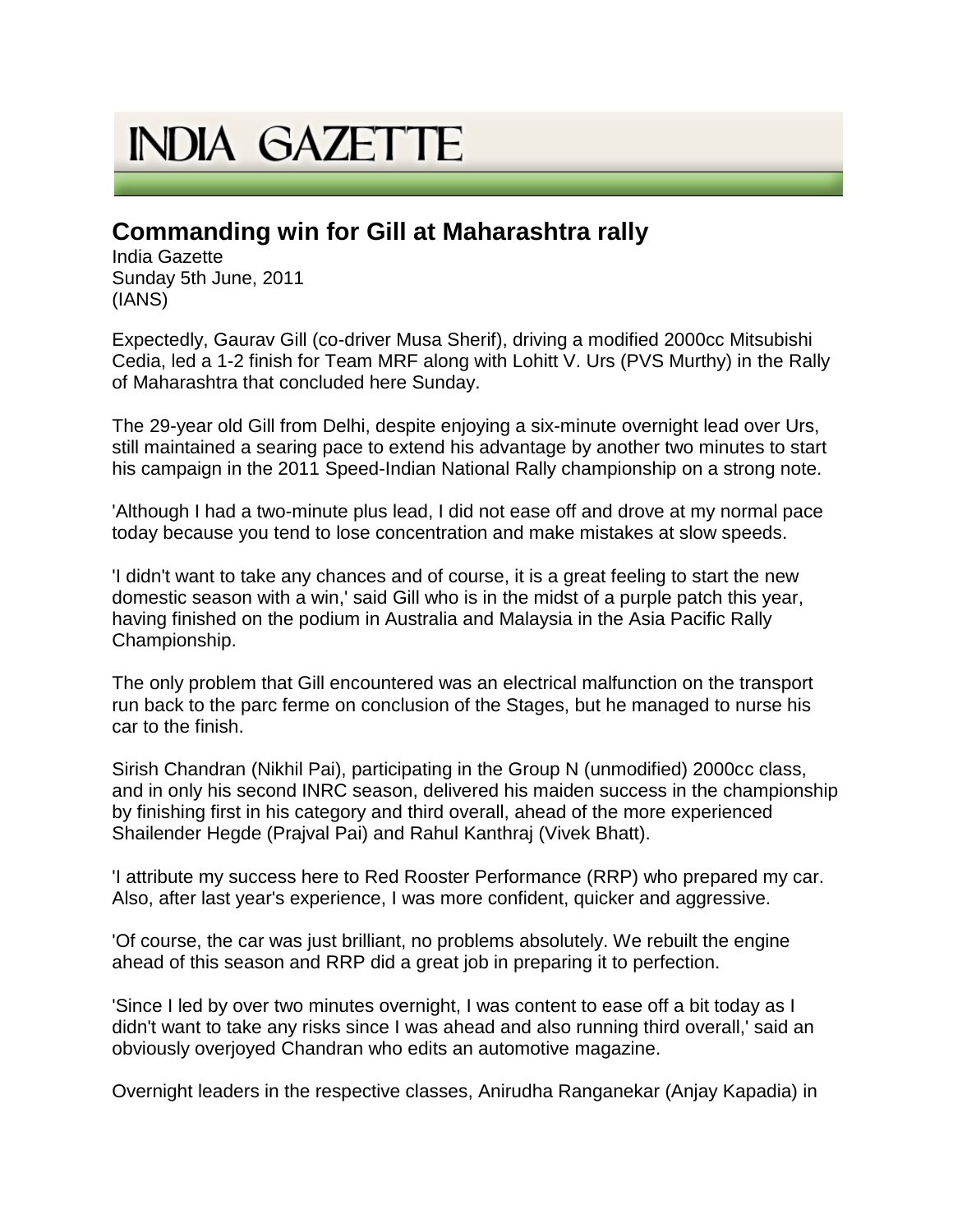# INDIA GAZETTE

## Commanding win for Gill at Maharashtra rally

India Gazette
Sunday 5th June, 2011
(IANS)

Expectedly, Gaurav Gill (co-driver Musa Sherif), driving a modified 2000cc Mitsubishi Cedia, led a 1-2 finish for Team MRF along with Lohitt V. Urs (PVS Murthy) in the Rally of Maharashtra that concluded here Sunday.

The 29-year old Gill from Delhi, despite enjoying a six-minute overnight lead over Urs, still maintained a searing pace to extend his advantage by another two minutes to start his campaign in the 2011 Speed-Indian National Rally championship on a strong note.

'Although I had a two-minute plus lead, I did not ease off and drove at my normal pace today because you tend to lose concentration and make mistakes at slow speeds.

'I didn't want to take any chances and of course, it is a great feeling to start the new domestic season with a win,' said Gill who is in the midst of a purple patch this year, having finished on the podium in Australia and Malaysia in the Asia Pacific Rally Championship.

The only problem that Gill encountered was an electrical malfunction on the transport run back to the parc ferme on conclusion of the Stages, but he managed to nurse his car to the finish.

Sirish Chandran (Nikhil Pai), participating in the Group N (unmodified) 2000cc class, and in only his second INRC season, delivered his maiden success in the championship by finishing first in his category and third overall, ahead of the more experienced Shailender Hegde (Prajval Pai) and Rahul Kanthraj (Vivek Bhatt).

'I attribute my success here to Red Rooster Performance (RRP) who prepared my car. Also, after last year's experience, I was more confident, quicker and aggressive.

'Of course, the car was just brilliant, no problems absolutely. We rebuilt the engine ahead of this season and RRP did a great job in preparing it to perfection.

'Since I led by over two minutes overnight, I was content to ease off a bit today as I didn't want to take any risks since I was ahead and also running third overall,' said an obviously overjoyed Chandran who edits an automotive magazine.

Overnight leaders in the respective classes, Anirudha Ranganekar (Anjay Kapadia) in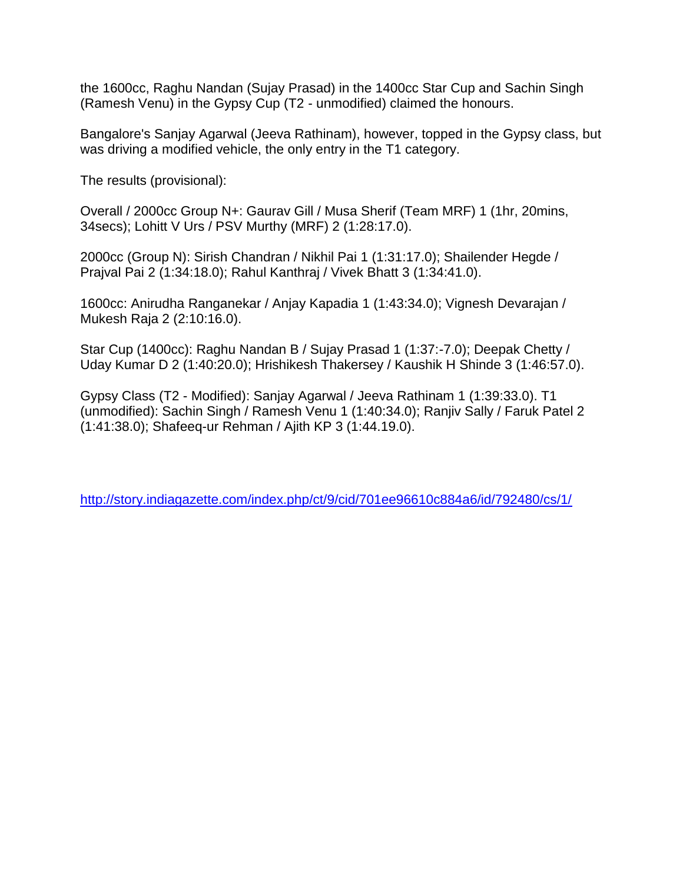the 1600cc, Raghu Nandan (Sujay Prasad) in the 1400cc Star Cup and Sachin Singh (Ramesh Venu) in the Gypsy Cup (T2 - unmodified) claimed the honours.

Bangalore's Sanjay Agarwal (Jeeva Rathinam), however, topped in the Gypsy class, but was driving a modified vehicle, the only entry in the T1 category.

The results (provisional):

Overall / 2000cc Group N+: Gaurav Gill / Musa Sherif (Team MRF) 1 (1hr, 20mins, 34secs); Lohitt V Urs / PSV Murthy (MRF) 2 (1:28:17.0).

2000cc (Group N): Sirish Chandran / Nikhil Pai 1 (1:31:17.0); Shailender Hegde / Prajval Pai 2 (1:34:18.0); Rahul Kanthraj / Vivek Bhatt 3 (1:34:41.0).

1600cc: Anirudha Ranganekar / Anjay Kapadia 1 (1:43:34.0); Vignesh Devarajan / Mukesh Raja 2 (2:10:16.0).

Star Cup (1400cc): Raghu Nandan B / Sujay Prasad 1 (1:37:-7.0); Deepak Chetty / Uday Kumar D 2 (1:40:20.0); Hrishikesh Thakersey / Kaushik H Shinde 3 (1:46:57.0).

Gypsy Class (T2 - Modified): Sanjay Agarwal / Jeeva Rathinam 1 (1:39:33.0). T1 (unmodified): Sachin Singh / Ramesh Venu 1 (1:40:34.0); Ranjiv Sally / Faruk Patel 2 (1:41:38.0); Shafeeq-ur Rehman / Ajith KP 3 (1:44.19.0).

http://story.indiagazette.com/index.php/ct/9/cid/701ee96610c884a6/id/792480/cs/1/